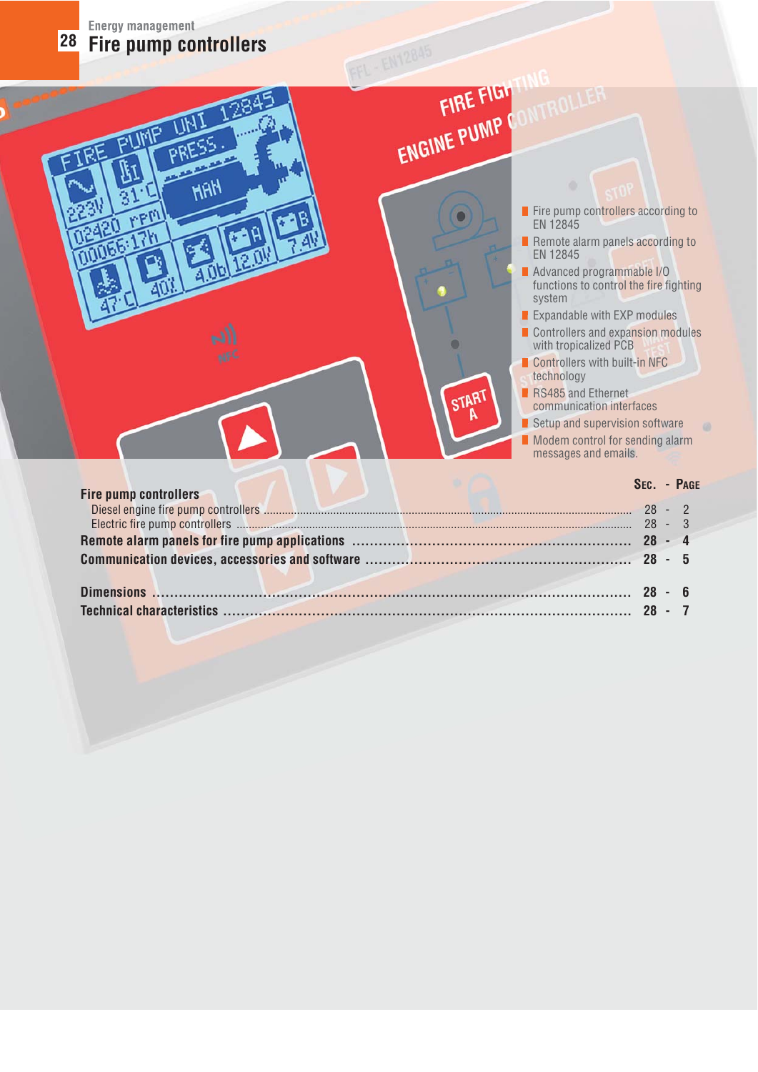Energy management

# 28 Fire pump controllers

- Fire pump controllers according to EN 12845
- Remote alarm panels according to EN 12845
- Advanced programmable I/O functions to control the fire fighting system
- Expandable with EXP modules
- Controllers and expansion modules with tropicalized PCB
- Controllers with built-in NFC technology
- RS485 and Ethernet communication interfaces
- Setup and supervision software
- Modem control for sending alarm messages and emails.

| | Sec. - Page |
|---|---|
| **Fire pump controllers** | |
| Diesel engine fire pump controllers | 28 - 2 |
| Electric fire pump controllers | 28 - 3 |
| **Remote alarm panels for fire pump applications** | **28 - 4** |
| **Communication devices, accessories and software** | **28 - 5** |
| **Dimensions** | **28 - 6** |
| **Technical characteristics** | **28 - 7** |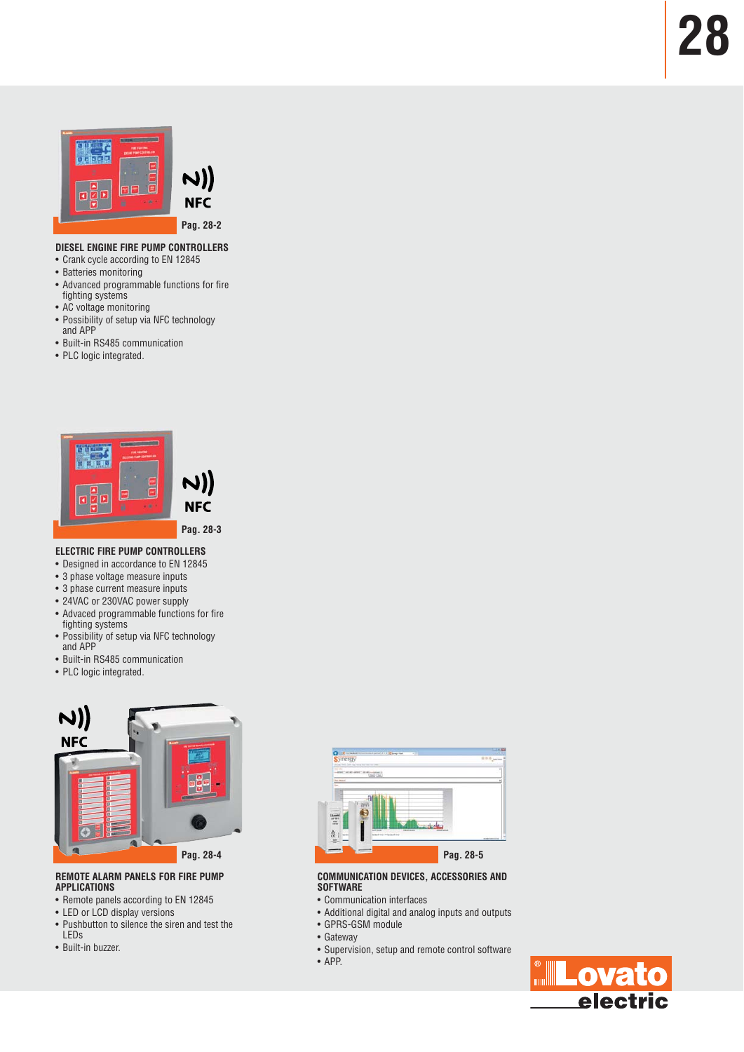NFC

Pag. 28-2

### DIESEL ENGINE FIRE PUMP CONTROLLERS

- Crank cycle according to EN 12845
- Batteries monitoring
- Advanced programmable functions for fire fighting systems
- AC voltage monitoring
- Possibility of setup via NFC technology and APP
- Built-in RS485 communication
- PLC logic integrated.

NFC

Pag. 28-3

### ELECTRIC FIRE PUMP CONTROLLERS

- Designed in accordance to EN 12845
- 3 phase voltage measure inputs
- 3 phase current measure inputs
- 24VAC or 230VAC power supply
- Advaced programmable functions for fire fighting systems
- Possibility of setup via NFC technology and APP
- Built-in RS485 communication
- PLC logic integrated.

NFC

Pag. 28-4

### REMOTE ALARM PANELS FOR FIRE PUMP APPLICATIONS

- Remote panels according to EN 12845
- LED or LCD display versions
- Pushbutton to silence the siren and test the LEDs
- Built-in buzzer.

Pag. 28-5

### COMMUNICATION DEVICES, ACCESSORIES AND SOFTWARE

- Communication interfaces
- Additional digital and analog inputs and outputs
- GPRS-GSM module
- Gateway
- Supervision, setup and remote control software
- APP.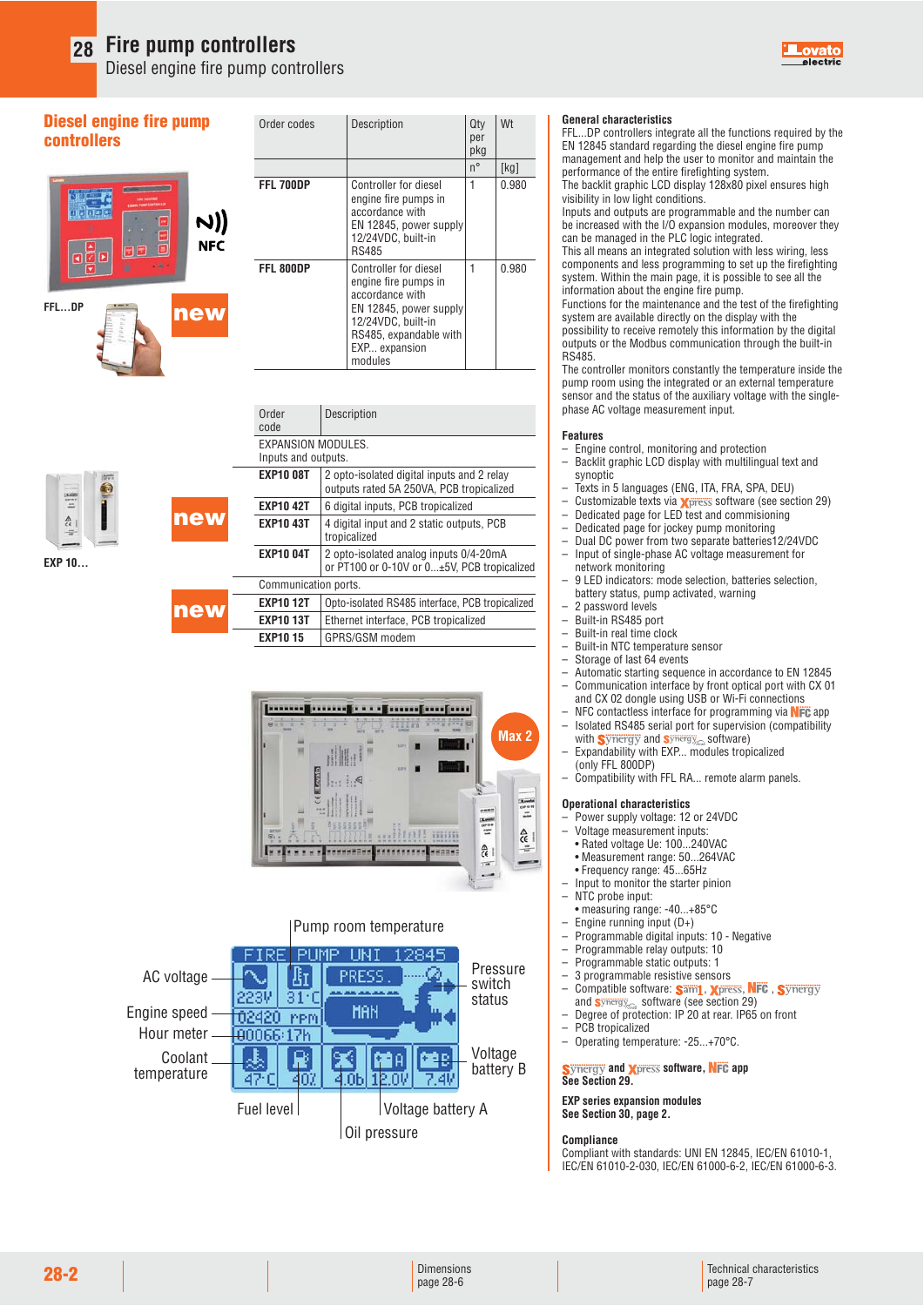# 28 Fire pump controllers

## Diesel engine fire pump controllers

## Diesel engine fire pump controllers

FFL...DP

new

| Order codes | Description | Qty per pkg | Wt |
|---|---|---|---|
| | | n° | [kg] |
| **FFL 700DP** | Controller for diesel engine fire pumps in accordance with EN 12845, power supply 12/24VDC, built-in RS485 | 1 | 0.980 |
| **FFL 800DP** | Controller for diesel engine fire pumps in accordance with EN 12845, power supply 12/24VDC, built-in RS485, expandable with EXP... expansion modules | 1 | 0.980 |

EXP 10...

new

new

| Order code | Description |
|---|---|
| EXPANSION MODULES. Inputs and outputs. | |
| **EXP10 08T** | 2 opto-isolated digital inputs and 2 relay outputs rated 5A 250VA, PCB tropicalized |
| **EXP10 42T** | 6 digital inputs, PCB tropicalized |
| **EXP10 43T** | 4 digital input and 2 static outputs, PCB tropicalized |
| **EXP10 04T** | 2 opto-isolated analog inputs 0/4-20mA or PT100 or 0-10V or 0...±5V, PCB tropicalized |
| Communication ports. | |
| **EXP10 12T** | Opto-isolated RS485 interface, PCB tropicalized |
| **EXP10 13T** | Ethernet interface, PCB tropicalized |
| **EXP10 15** | GPRS/GSM modem |

Max 2

Pump room temperature; AC voltage; Engine speed; Hour meter; Coolant temperature; Fuel level; Oil pressure; Voltage battery A; Voltage battery B; Pressure switch status

### General characteristics

FFL...DP controllers integrate all the functions required by the EN 12845 standard regarding the diesel engine fire pump management and help the user to monitor and maintain the performance of the entire firefighting system.
The backlit graphic LCD display 128x80 pixel ensures high visibility in low light conditions.
Inputs and outputs are programmable and the number can be increased with the I/O expansion modules, moreover they can be managed in the PLC logic integrated.
This all means an integrated solution with less wiring, less components and less programming to set up the firefighting system. Within the main page, it is possible to see all the information about the engine fire pump.
Functions for the maintenance and the test of the firefighting system are available directly on the display with the possibility to receive remotely this information by the digital outputs or the Modbus communication through the built-in RS485.
The controller monitors constantly the temperature inside the pump room using the integrated or an external temperature sensor and the status of the auxiliary voltage with the single-phase AC voltage measurement input.

### Features

- Engine control, monitoring and protection
- Backlit graphic LCD display with multilingual text and synoptic
- Texts in 5 languages (ENG, ITA, FRA, SPA, DEU)
- Customizable texts via Xpress software (see section 29)
- Dedicated page for LED test and commisioning
- Dedicated page for jockey pump monitoring
- Dual DC power from two separate batteries12/24VDC
- Input of single-phase AC voltage measurement for network monitoring
- 9 LED indicators: mode selection, batteries selection, battery status, pump activated, warning
- 2 password levels
- Built-in RS485 port
- Built-in real time clock
- Built-in NTC temperature sensor
- Storage of last 64 events
- Automatic starting sequence in accordance to EN 12845
- Communication interface by front optical port with CX 01 and CX 02 dongle using USB or Wi-Fi connections
- NFC contactless interface for programming via NFC app
- Isolated RS485 serial port for supervision (compatibility with Synergy and Synergy cloud software)
- Expandability with EXP... modules tropicalized (only FFL 800DP)
- Compatibility with FFL RA... remote alarm panels.

### Operational characteristics

- Power supply voltage: 12 or 24VDC
- Voltage measurement inputs:
  - Rated voltage Ue: 100...240VAC
  - Measurement range: 50...264VAC
  - Frequency range: 45...65Hz
- Input to monitor the starter pinion
- NTC probe input:
  - measuring range: -40...+85°C
- Engine running input (D+)
- Programmable digital inputs: 10 - Negative
- Programmable relay outputs: 10
- Programmable static outputs: 1
- 3 programmable resistive sensors
- Compatible software: Sam1, Xpress, NFC, Synergy and Synergy cloud software (see section 29)
- Degree of protection: IP 20 at rear. IP65 on front
- PCB tropicalized
- Operating temperature: -25...+70°C.

**Synergy and Xpress software, NFC app**
**See Section 29.**

**EXP series expansion modules**
**See Section 30, page 2.**

### Compliance

Compliant with standards: UNI EN 12845, IEC/EN 61010-1, IEC/EN 61010-2-030, IEC/EN 61000-6-2, IEC/EN 61000-6-3.

Dimensions page 28-6 | Technical characteristics page 28-7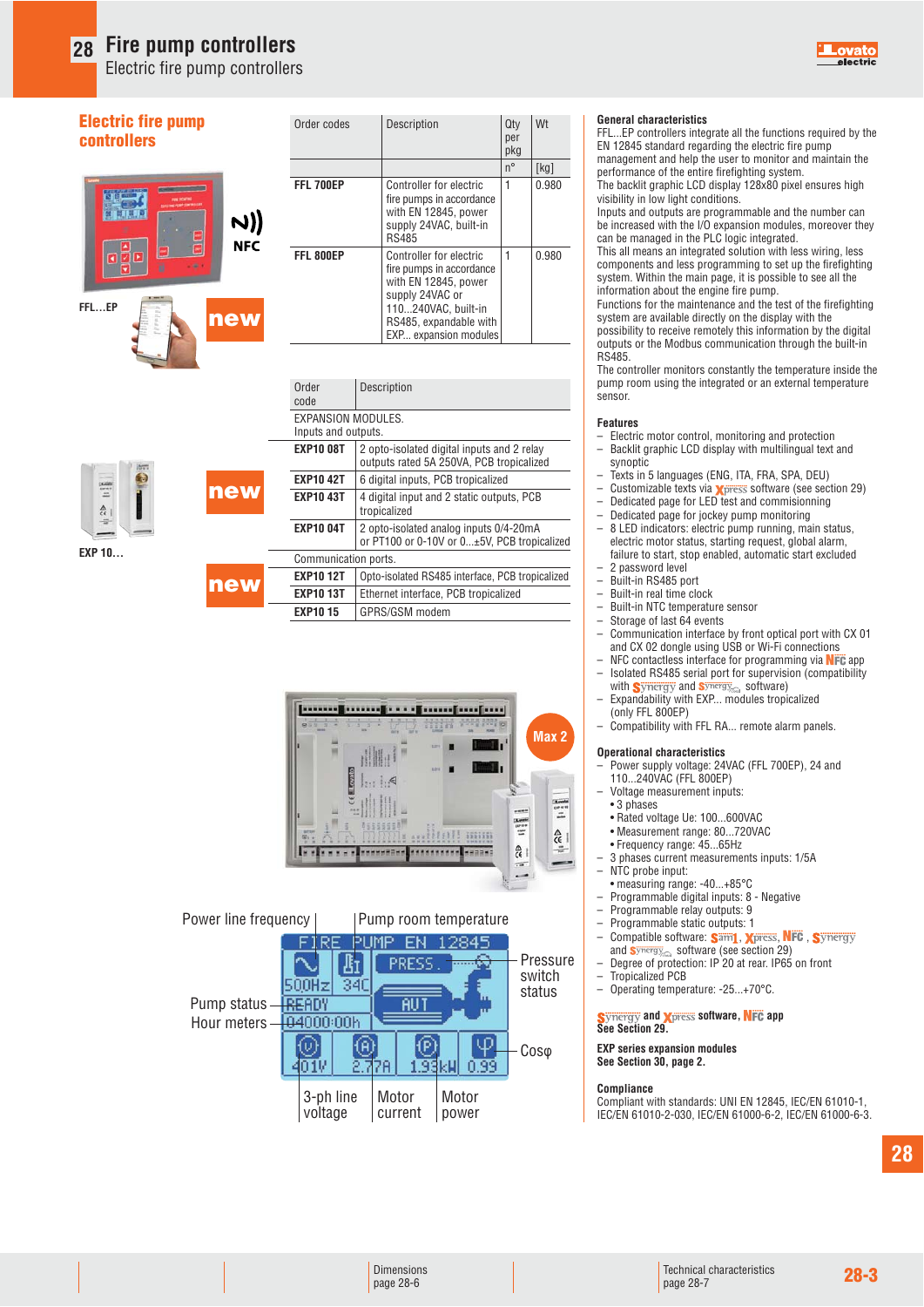# Fire pump controllers
Electric fire pump controllers

## Electric fire pump controllers

FFL...EP

NFC

new

| Order codes | Description | Qty per pkg | Wt |
|---|---|---|---|
| | | n° | [kg] |
| **FFL 700EP** | Controller for electric fire pumps in accordance with EN 12845, power supply 24VAC, built-in RS485 | 1 | 0.980 |
| **FFL 800EP** | Controller for electric fire pumps in accordance with EN 12845, power supply 24VAC or 110...240VAC, built-in RS485, expandable with EXP... expansion modules | 1 | 0.980 |

EXP 10...

new

new

| Order code | Description |
|---|---|
| EXPANSION MODULES. Inputs and outputs. | |
| **EXP10 08T** | 2 opto-isolated digital inputs and 2 relay outputs rated 5A 250VA, PCB tropicalized |
| **EXP10 42T** | 6 digital inputs, PCB tropicalized |
| **EXP10 43T** | 4 digital input and 2 static outputs, PCB tropicalized |
| **EXP10 04T** | 2 opto-isolated analog inputs 0/4-20mA or PT100 or 0-10V or 0...±5V, PCB tropicalized |
| Communication ports. | |
| **EXP10 12T** | Opto-isolated RS485 interface, PCB tropicalized |
| **EXP10 13T** | Ethernet interface, PCB tropicalized |
| **EXP10 15** | GPRS/GSM modem |

Max 2

Power line frequency | Pump room temperature | Pressure switch status | Pump status | Hour meters | Cosφ | 3-ph line voltage | Motor current | Motor power

FIRE PUMP EN 12845 — 50OHz — 34C — PRESS. — READY — AUT — 04000:00h — 401V — 2.77A — 1.93kW — 0.99

### General characteristics

FFL...EP controllers integrate all the functions required by the EN 12845 standard regarding the electric fire pump management and help the user to monitor and maintain the performance of the entire firefighting system.
The backlit graphic LCD display 128x80 pixel ensures high visibility in low light conditions.
Inputs and outputs are programmable and the number can be increased with the I/O expansion modules, moreover they can be managed in the PLC logic integrated.
This all means an integrated solution with less wiring, less components and less programming to set up the firefighting system. Within the main page, it is possible to see all the information about the engine fire pump.
Functions for the maintenance and the test of the firefighting system are available directly on the display with the possibility to receive remotely this information by the digital outputs or the Modbus communication through the built-in RS485.
The controller monitors constantly the temperature inside the pump room using the integrated or an external temperature sensor.

### Features

- Electric motor control, monitoring and protection
- Backlit graphic LCD display with multilingual text and synoptic
- Texts in 5 languages (ENG, ITA, FRA, SPA, DEU)
- Customizable texts via Xpress software (see section 29)
- Dedicated page for LED test and commissionning
- Dedicated page for jockey pump monitoring
- 8 LED indicators: electric pump running, main status, electric motor status, starting request, global alarm, failure to start, stop enabled, automatic start excluded
- 2 password level
- Built-in RS485 port
- Built-in real time clock
- Built-in NTC temperature sensor
- Storage of last 64 events
- Communication interface by front optical port with CX 01 and CX 02 dongle using USB or Wi-Fi connections
- NFC contactless interface for programming via NFC app
- Isolated RS485 serial port for supervision (compatibility with Synergy and Synergy Cloud software)
- Expandability with EXP... modules tropicalized (only FFL 800EP)
- Compatibility with FFL RA... remote alarm panels.

### Operational characteristics

- Power supply voltage: 24VAC (FFL 700EP), 24 and 110...240VAC (FFL 800EP)
- Voltage measurement inputs:
  - 3 phases
  - Rated voltage Ue: 100...600VAC
  - Measurement range: 80...720VAC
  - Frequency range: 45...65Hz
- 3 phases current measurements inputs: 1/5A
- NTC probe input:
  - measuring range: -40...+85°C
- Programmable digital inputs: 8 - Negative
- Programmable relay outputs: 9
- Programmable static outputs: 1
- Compatible software: Sam1, Xpress, NFC, Synergy and Synergy Cloud software (see section 29)
- Degree of protection: IP 20 at rear. IP65 on front
- Tropicalized PCB
- Operating temperature: -25...+70°C.

**Synergy and Xpress software, NFC app**
**See Section 29.**

**EXP series expansion modules**
**See Section 30, page 2.**

### Compliance

Compliant with standards: UNI EN 12845, IEC/EN 61010-1, IEC/EN 61010-2-030, IEC/EN 61000-6-2, IEC/EN 61000-6-3.

Dimensions page 28-6

Technical characteristics page 28-7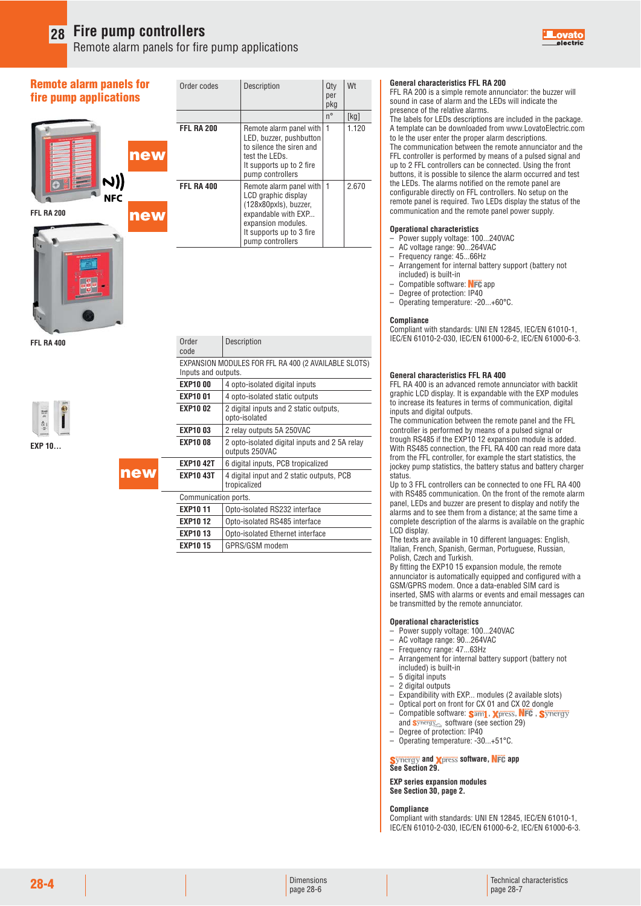# Fire pump controllers

Remote alarm panels for fire pump applications

## Remote alarm panels for fire pump applications

FFL RA 200

FFL RA 400

EXP 10...

| Order codes | Description | Qty per pkg | Wt |
|---|---|---|---|
| | | n° | [kg] |
| **FFL RA 200** | Remote alarm panel with LED, buzzer, pushbutton to silence the siren and test the LEDs. It supports up to 2 fire pump controllers | 1 | 1.120 |
| **FFL RA 400** | Remote alarm panel with LCD graphic display (128x80pxls), buzzer, expandable with EXP... expansion modules. It supports up to 3 fire pump controllers | 1 | 2.670 |

| Order code | Description |
|---|---|
| EXPANSION MODULES FOR FFL RA 400 (2 AVAILABLE SLOTS) | |
| Inputs and outputs. | |
| **EXP10 00** | 4 opto-isolated digital inputs |
| **EXP10 01** | 4 opto-isolated static outputs |
| **EXP10 02** | 2 digital inputs and 2 static outputs, opto-isolated |
| **EXP10 03** | 2 relay outputs 5A 250VAC |
| **EXP10 08** | 2 opto-isolated digital inputs and 2 5A relay outputs 250VAC |
| **EXP10 42T** | 6 digital inputs, PCB tropicalized |
| **EXP10 43T** | 4 digital input and 2 static outputs, PCB tropicalized |
| Communication ports. | |
| **EXP10 11** | Opto-isolated RS232 interface |
| **EXP10 12** | Opto-isolated RS485 interface |
| **EXP10 13** | Opto-isolated Ethernet interface |
| **EXP10 15** | GPRS/GSM modem |

### General characteristics FFL RA 200

FFL RA 200 is a simple remote annunciator: the buzzer will sound in case of alarm and the LEDs will indicate the presence of the relative alarms.
The labels for LEDs descriptions are included in the package. A template can be downloaded from www.LovatoElectric.com to le the user enter the proper alarm descriptions.
The communication between the remote annunciator and the FFL controller is performed by means of a pulsed signal and up to 2 FFL controllers can be connected. Using the front buttons, it is possible to silence the alarm occurred and test the LEDs. The alarms notified on the remote panel are configurable directly on FFL controllers. No setup on the remote panel is required. Two LEDs display the status of the communication and the remote panel power supply.

### Operational characteristics

- Power supply voltage: 100...240VAC
- AC voltage range: 90...264VAC
- Frequency range: 45...66Hz
- Arrangement for internal battery support (battery not included) is built-in
- Compatible software: NFC app
- Degree of protection: IP40
- Operating temperature: -20...+60°C.

### Compliance

Compliant with standards: UNI EN 12845, IEC/EN 61010-1, IEC/EN 61010-2-030, IEC/EN 61000-6-2, IEC/EN 61000-6-3.

### General characteristics FFL RA 400

FFL RA 400 is an advanced remote annunciator with backlit graphic LCD display. It is expandable with the EXP modules to increase its features in terms of communication, digital inputs and digital outputs.
The communication between the remote panel and the FFL controller is performed by means of a pulsed signal or trough RS485 if the EXP10 12 expansion module is added. With RS485 connection, the FFL RA 400 can read more data from the FFL controller, for example the start statistics, the jockey pump statistics, the battery status and battery charger status.
Up to 3 FFL controllers can be connected to one FFL RA 400 with RS485 communication. On the front of the remote alarm panel, LEDs and buzzer are present to display and notify the alarms and to see them from a distance; at the same time a complete description of the alarm is available on the graphic LCD display.
The texts are available in 10 different languages: English, Italian, French, Spanish, German, Portuguese, Russian, Polish, Czech and Turkish.
By fitting the EXP10 15 expansion module, the remote annunciator is automatically equipped and configured with a GSM/GPRS modem. Once a data-enabled SIM card is inserted, SMS with alarms or events and email messages can be transmitted by the remote annunciator.

### Operational characteristics

- Power supply voltage: 100...240VAC
- AC voltage range: 90...264VAC
- Frequency range: 47...63Hz
- Arrangement for internal battery support (battery not included) is built-in
- 5 digital inputs
- 2 digital outputs
- Expandibility with EXP... modules (2 available slots)
- Optical port on front for CX 01 and CX 02 dongle
- Compatible software: Sam1, Xpress, NFC, Synergy and Synergy software (see section 29)
- Degree of protection: IP40
- Operating temperature: -30...+51°C.

**Synergy and Xpress software, NFC app**
**See Section 29.**

**EXP series expansion modules**
**See Section 30, page 2.**

### Compliance

Compliant with standards: UNI EN 12845, IEC/EN 61010-1, IEC/EN 61010-2-030, IEC/EN 61000-6-2, IEC/EN 61000-6-3.

Dimensions page 28-6

Technical characteristics page 28-7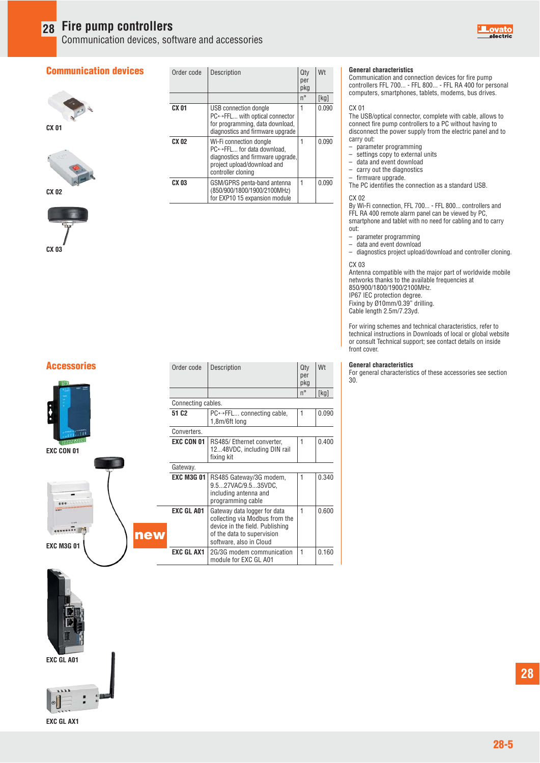# 28 Fire pump controllers

Communication devices, software and accessories

## Communication devices

CX 01

CX 02

CX 03

| Order code | Description | Qty per pkg | Wt |
|---|---|---|---|
| | | n° | [kg] |
| **CX 01** | USB connection dongle PC↔FFL... with optical connector for programming, data download, diagnostics and firmware upgrade | 1 | 0.090 |
| **CX 02** | Wi-Fi connection dongle PC↔FFL... for data download, diagnostics and firmware upgrade, project upload/download and controller cloning | 1 | 0.090 |
| **CX 03** | GSM/GPRS penta-band antenna (850/900/1800/1900/2100MHz) for EXP10 15 expansion module | 1 | 0.090 |

**General characteristics**

Communication and connection devices for fire pump controllers FFL 700... - FFL 800... - FFL RA 400 for personal computers, smartphones, tablets, modems, bus drives.

CX 01

The USB/optical connector, complete with cable, allows to connect fire pump controllers to a PC without having to disconnect the power supply from the electric panel and to carry out:
- parameter programming
- settings copy to external units
- data and event download
- carry out the diagnostics
- firmware upgrade.

The PC identifies the connection as a standard USB.

CX 02

By Wi-Fi connection, FFL 700... - FFL 800... controllers and FFL RA 400 remote alarm panel can be viewed by PC, smartphone and tablet with no need for cabling and to carry out:
- parameter programming
- data and event download
- diagnostics project upload/download and controller cloning.

CX 03

Antenna compatible with the major part of worldwide mobile networks thanks to the available frequencies at 850/900/1800/1900/2100MHz.
IP67 IEC protection degree.
Fixing by Ø10mm/0.39" drilling.
Cable length 2.5m/7.23yd.

For wiring schemes and technical characteristics, refer to technical instructions in Downloads of local or global website or consult Technical support; see contact details on inside front cover.

## Accessories

EXC CON 01

EXC M3G 01

new

EXC GL A01

EXC GL AX1

| Order code | Description | Qty per pkg | Wt |
|---|---|---|---|
| | | n° | [kg] |
| Connecting cables. | | | |
| **51 C2** | PC↔FFL... connecting cable, 1,8m/6ft long | 1 | 0.090 |
| Converters. | | | |
| **EXC CON 01** | RS485/ Ethernet converter, 12...48VDC, including DIN rail fixing kit | 1 | 0.400 |
| Gateway. | | | |
| **EXC M3G 01** | RS485 Gateway/3G modem, 9.5...27VAC/9.5...35VDC, including antenna and programming cable | 1 | 0.340 |
| **EXC GL A01** | Gateway data logger for data collecting via Modbus from the device in the field. Publishing of the data to supervision software, also in Cloud | 1 | 0.600 |
| **EXC GL AX1** | 2G/3G modem communication module for EXC GL A01 | 1 | 0.160 |

**General characteristics**

For general characteristics of these accessories see section 30.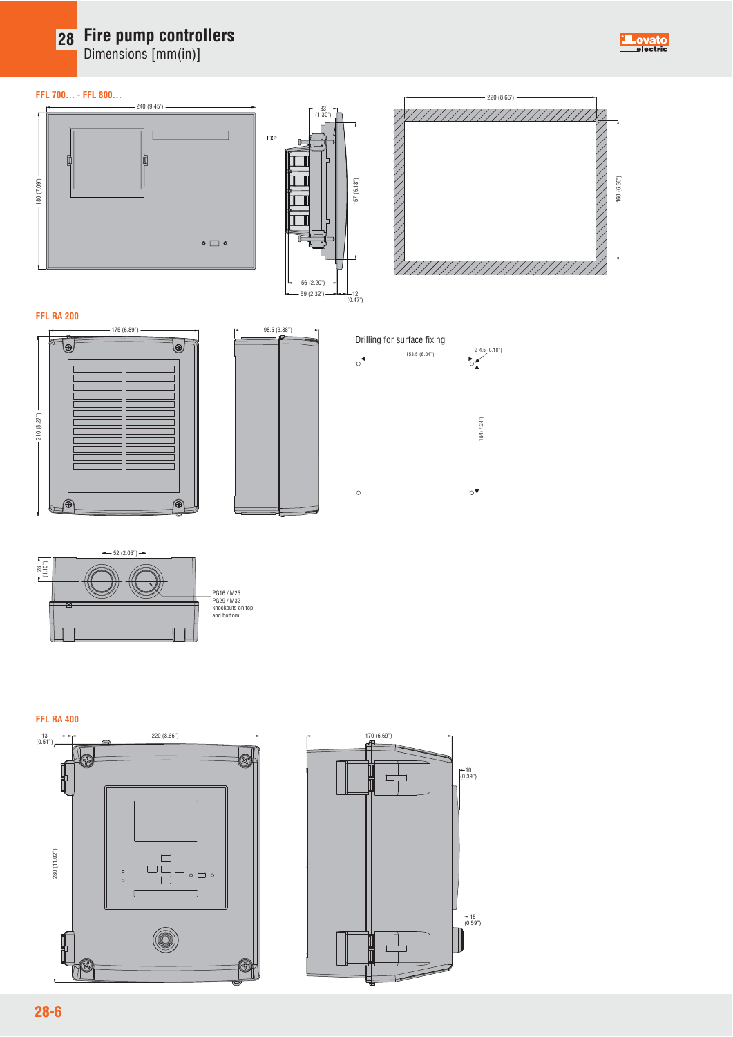# 28 Fire pump controllers

Dimensions [mm(in)]

## FFL 700… - FFL 800…

240 (9.45")

180 (7.09")

EXP...

33 (1.30")

157 (6.18")

56 (2.20")

59 (2.32")

12 (0.47")

220 (8.66")

160 (6.30")

## FFL RA 200

175 (6.89")

210 (8.27")

98.5 (3.88")

Drilling for surface fixing

153.5 (6.04")

Ø 4.5 (0.18")

184 (7.24")

52 (2.05")

28 (1.10")

PG16 / M25
PG29 / M32
knockouts on top
and bottom

## FFL RA 400

13 (0.51")

220 (8.66")

280 (11.02")

170 (6.69")

10 (0.39")

15 (0.59")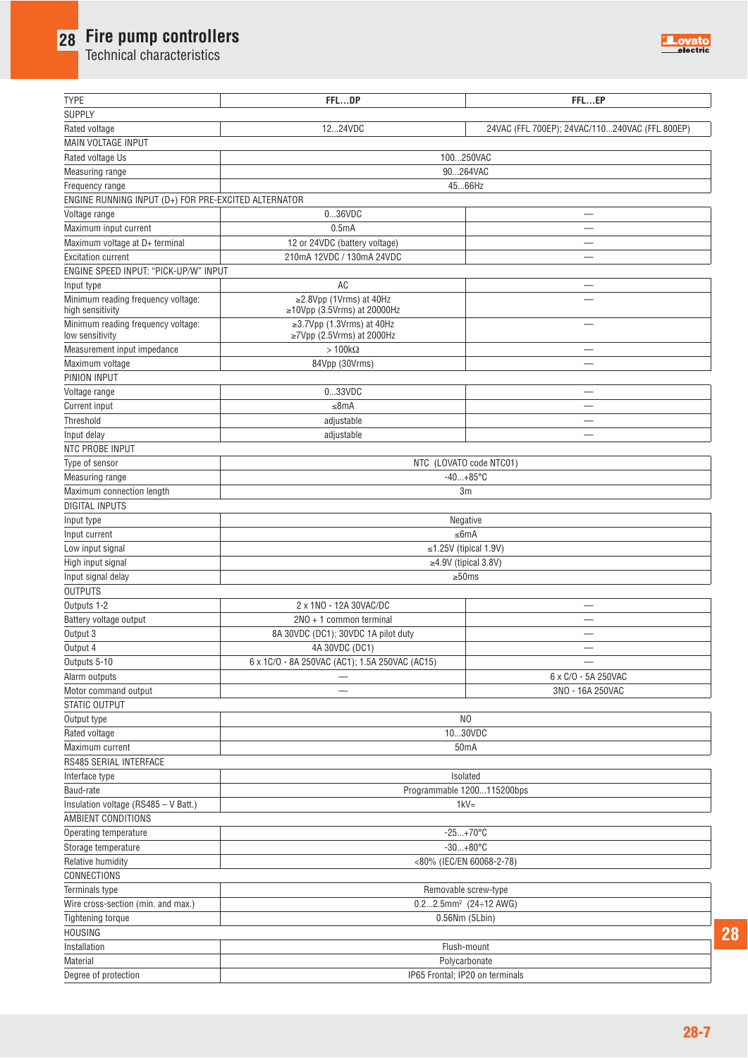# 28 Fire pump controllers

## Technical characteristics

| TYPE | FFL...DP | FFL...EP |
|---|---|---|
| SUPPLY | | |
| Rated voltage | 12...24VDC | 24VAC (FFL 700EP); 24VAC/110...240VAC (FFL 800EP) |
| MAIN VOLTAGE INPUT | | |
| Rated voltage Us | 100...250VAC | |
| Measuring range | 90...264VAC | |
| Frequency range | 45...66Hz | |
| ENGINE RUNNING INPUT (D+) FOR PRE-EXCITED ALTERNATOR | | |
| Voltage range | 0...36VDC | — |
| Maximum input current | 0.5mA | — |
| Maximum voltage at D+ terminal | 12 or 24VDC (battery voltage) | — |
| Excitation current | 210mA 12VDC / 130mA 24VDC | — |
| ENGINE SPEED INPUT: "PICK-UP/W" INPUT | | |
| Input type | AC | — |
| Minimum reading frequency voltage: high sensitivity | ≥2.8Vpp (1Vrms) at 40Hz<br>≥10Vpp (3.5Vrms) at 20000Hz | — |
| Minimum reading frequency voltage: low sensitivity | ≥3.7Vpp (1.3Vrms) at 40Hz<br>≥7Vpp (2.5Vrms) at 2000Hz | — |
| Measurement input impedance | > 100kΩ | — |
| Maximum voltage | 84Vpp (30Vrms) | — |
| PINION INPUT | | |
| Voltage range | 0...33VDC | — |
| Current input | ≤8mA | — |
| Threshold | adjustable | — |
| Input delay | adjustable | — |
| NTC PROBE INPUT | | |
| Type of sensor | NTC (LOVATO code NTC01) | |
| Measuring range | -40...+85°C | |
| Maximum connection length | 3m | |
| DIGITAL INPUTS | | |
| Input type | Negative | |
| Input current | ≤6mA | |
| Low input signal | ≤1.25V (tipical 1.9V) | |
| High input signal | ≥4.9V (tipical 3.8V) | |
| Input signal delay | ≥50ms | |
| OUTPUTS | | |
| Outputs 1-2 | 2 x 1NO - 12A 30VAC/DC | — |
| Battery voltage output | 2NO + 1 common terminal | — |
| Output 3 | 8A 30VDC (DC1); 30VDC 1A pilot duty | — |
| Output 4 | 4A 30VDC (DC1) | — |
| Outputs 5-10 | 6 x 1C/O - 8A 250VAC (AC1); 1.5A 250VAC (AC15) | — |
| Alarm outputs | — | 6 x C/O - 5A 250VAC |
| Motor command output | — | 3NO - 16A 250VAC |
| STATIC OUTPUT | | |
| Output type | NO | |
| Rated voltage | 10...30VDC | |
| Maximum current | 50mA | |
| RS485 SERIAL INTERFACE | | |
| Interface type | Isolated | |
| Baud-rate | Programmable 1200...115200bps | |
| Insulation voltage (RS485 – V Batt.) | 1kV= | |
| AMBIENT CONDITIONS | | |
| Operating temperature | -25...+70°C | |
| Storage temperature | -30...+80°C | |
| Relative humidity | <80% (IEC/EN 60068-2-78) | |
| CONNECTIONS | | |
| Terminals type | Removable screw-type | |
| Wire cross-section (min. and max.) | 0.2...2.5mm² (24÷12 AWG) | |
| Tightening torque | 0.56Nm (5Lbin) | |
| HOUSING | | |
| Installation | Flush-mount | |
| Material | Polycarbonate | |
| Degree of protection | IP65 Frontal; IP20 on terminals | |